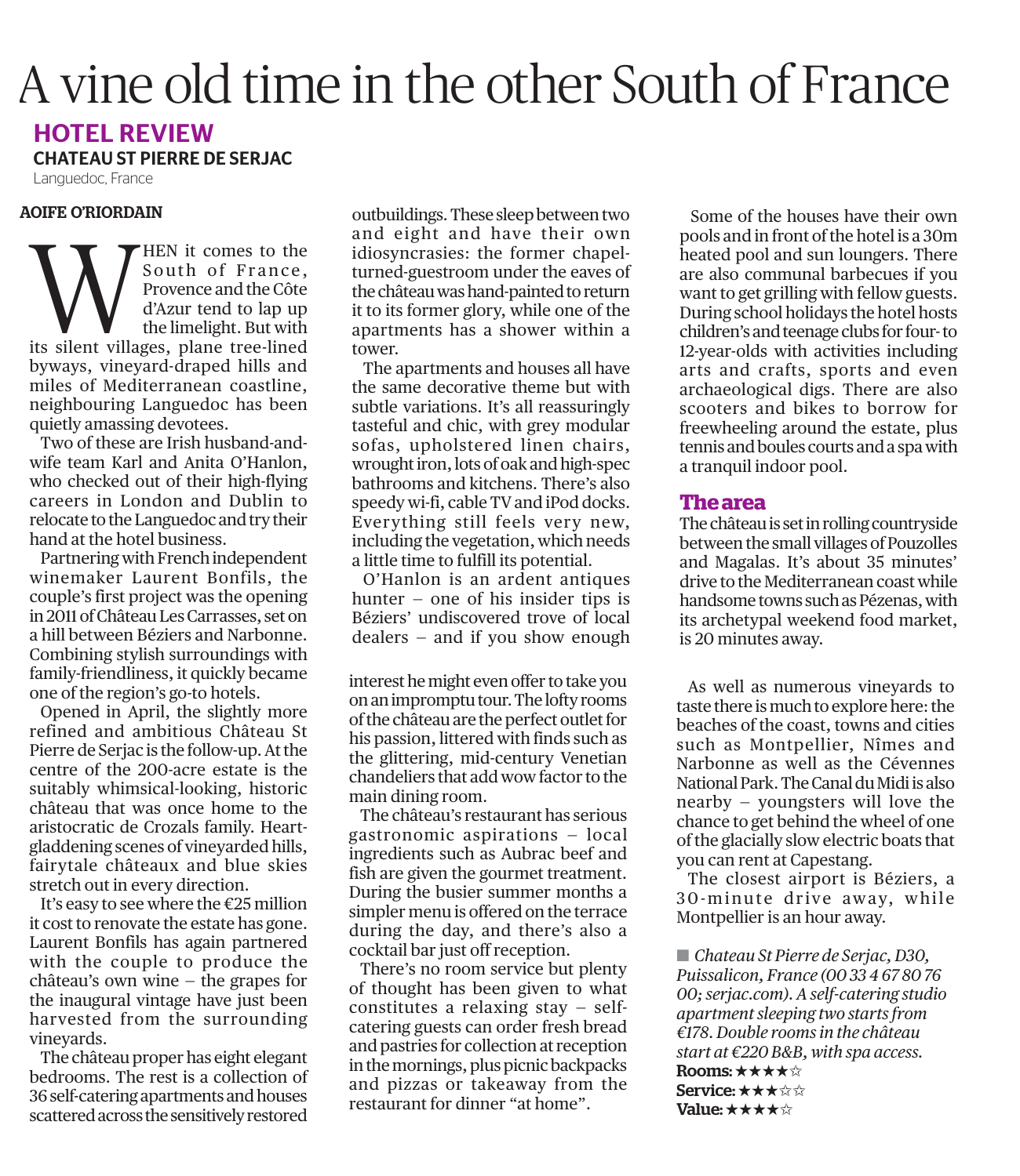# A vine old time in the other South of France

## HOTEL REVIEW

**CHATEAU ST PIERRE DE SERJAC**

Languedoc, France

**AOIFE O'RIORDAIN**

WHEN it comes to the South of France, Provence and the Côte d'Azur tend to lap up the limelight. But with its silent villages, plane tree-lined byways, vineyard-draped hills and miles of Mediterranean coastline, neighbouring Languedoc has been quietly amassing devotees.

Two of these are Irish husband-and-wife team Karl and Anita O'Hanlon, who checked out of their high-flying careers in London and Dublin to relocate to the Languedoc and try their hand at the hotel business.

Partnering with French independent winemaker Laurent Bonfils, the couple's first project was the opening in 2011 of Château Les Carrasses, set on a hill between Béziers and Narbonne. Combining stylish surroundings with family-friendliness, it quickly became one of the region's go-to hotels.

Opened in April, the slightly more refined and ambitious Château St Pierre de Serjac is the follow-up. At the centre of the 200-acre estate is the suitably whimsical-looking, historic château that was once home to the aristocratic de Crozals family. Heart-gladdening scenes of vineyarded hills, fairytale châteaux and blue skies stretch out in every direction.

It's easy to see where the €25 million it cost to renovate the estate has gone. Laurent Bonfils has again partnered with the couple to produce the château's own wine – the grapes for the inaugural vintage have just been harvested from the surrounding vineyards.

The château proper has eight elegant bedrooms. The rest is a collection of 36 self-catering apartments and houses scattered across the sensitively restored outbuildings. These sleep between two and eight and have their own idiosyncrasies: the former chapel-turned-guestroom under the eaves of the château was hand-painted to return it to its former glory, while one of the apartments has a shower within a tower.

The apartments and houses all have the same decorative theme but with subtle variations. It's all reassuringly tasteful and chic, with grey modular sofas, upholstered linen chairs, wrought iron, lots of oak and high-spec bathrooms and kitchens. There's also speedy wi-fi, cable TV and iPod docks. Everything still feels very new, including the vegetation, which needs a little time to fulfill its potential.

O'Hanlon is an ardent antiques hunter – one of his insider tips is Béziers' undiscovered trove of local dealers – and if you show enough interest he might even offer to take you on an impromptu tour. The lofty rooms of the château are the perfect outlet for his passion, littered with finds such as the glittering, mid-century Venetian chandeliers that add wow factor to the main dining room.

The château's restaurant has serious gastronomic aspirations – local ingredients such as Aubrac beef and fish are given the gourmet treatment. During the busier summer months a simpler menu is offered on the terrace during the day, and there's also a cocktail bar just off reception.

There's no room service but plenty of thought has been given to what constitutes a relaxing stay – self-catering guests can order fresh bread and pastries for collection at reception in the mornings, plus picnic backpacks and pizzas or takeaway from the restaurant for dinner "at home".

Some of the houses have their own pools and in front of the hotel is a 30m heated pool and sun loungers. There are also communal barbecues if you want to get grilling with fellow guests. During school holidays the hotel hosts children's and teenage clubs for four- to 12-year-olds with activities including arts and crafts, sports and even archaeological digs. There are also scooters and bikes to borrow for freewheeling around the estate, plus tennis and boules courts and a spa with a tranquil indoor pool.

### The area

The château is set in rolling countryside between the small villages of Pouzolles and Magalas. It's about 35 minutes' drive to the Mediterranean coast while handsome towns such as Pézenas, with its archetypal weekend food market, is 20 minutes away.

As well as numerous vineyards to taste there is much to explore here: the beaches of the coast, towns and cities such as Montpellier, Nîmes and Narbonne as well as the Cévennes National Park. The Canal du Midi is also nearby – youngsters will love the chance to get behind the wheel of one of the glacially slow electric boats that you can rent at Capestang.

The closest airport is Béziers, a 30-minute drive away, while Montpellier is an hour away.

■ *Chateau St Pierre de Serjac, D30, Puissalicon, France (00 33 4 67 80 76 00; serjac.com). A self-catering studio apartment sleeping two starts from €178. Double rooms in the château start at €220 B&B, with spa access.*

**Rooms:** ★★★★☆
**Service:** ★★★☆☆
**Value:** ★★★★☆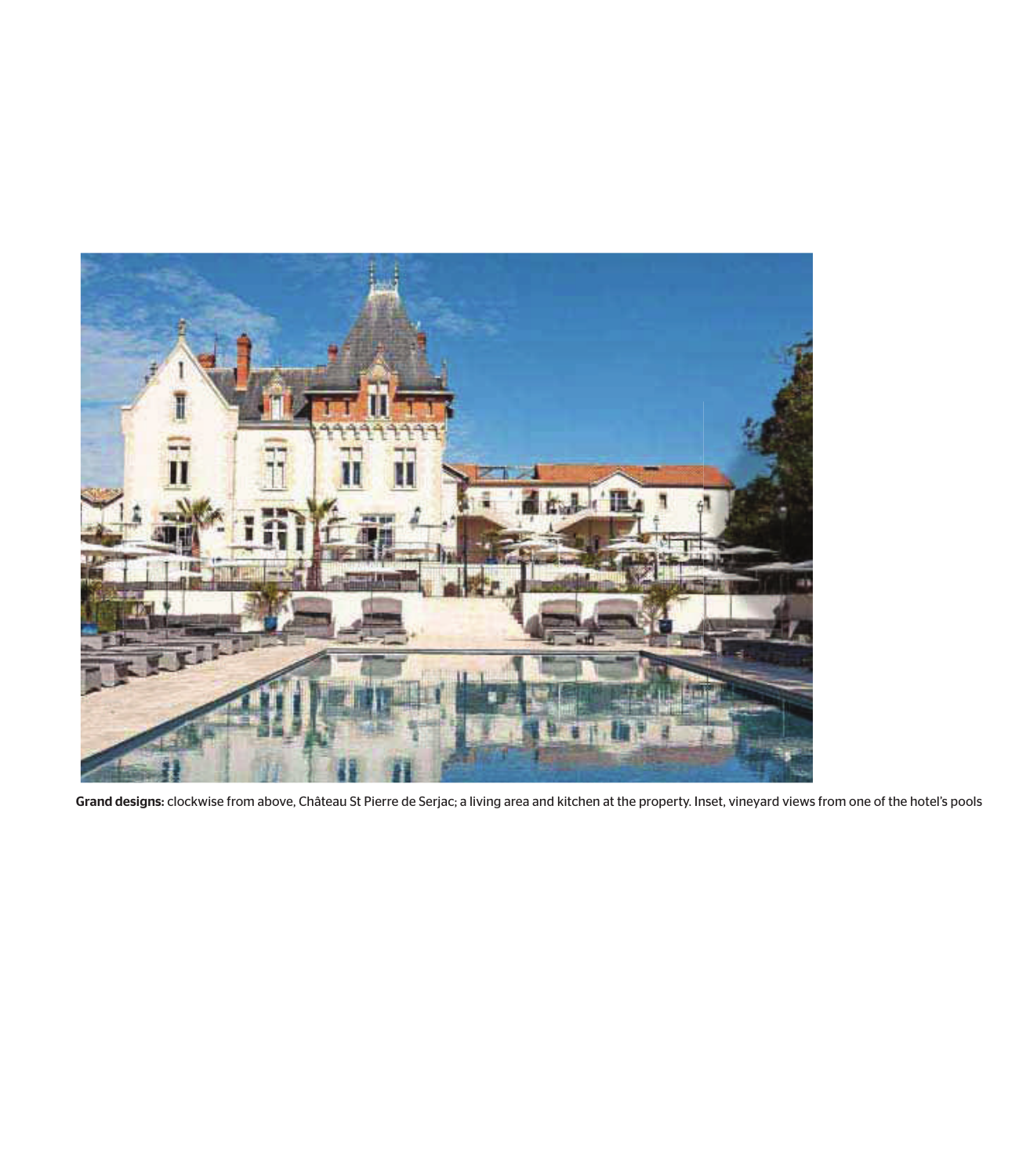**Grand designs:** clockwise from above, Château St Pierre de Serjac; a living area and kitchen at the property. Inset, vineyard views from one of the hotel's pools